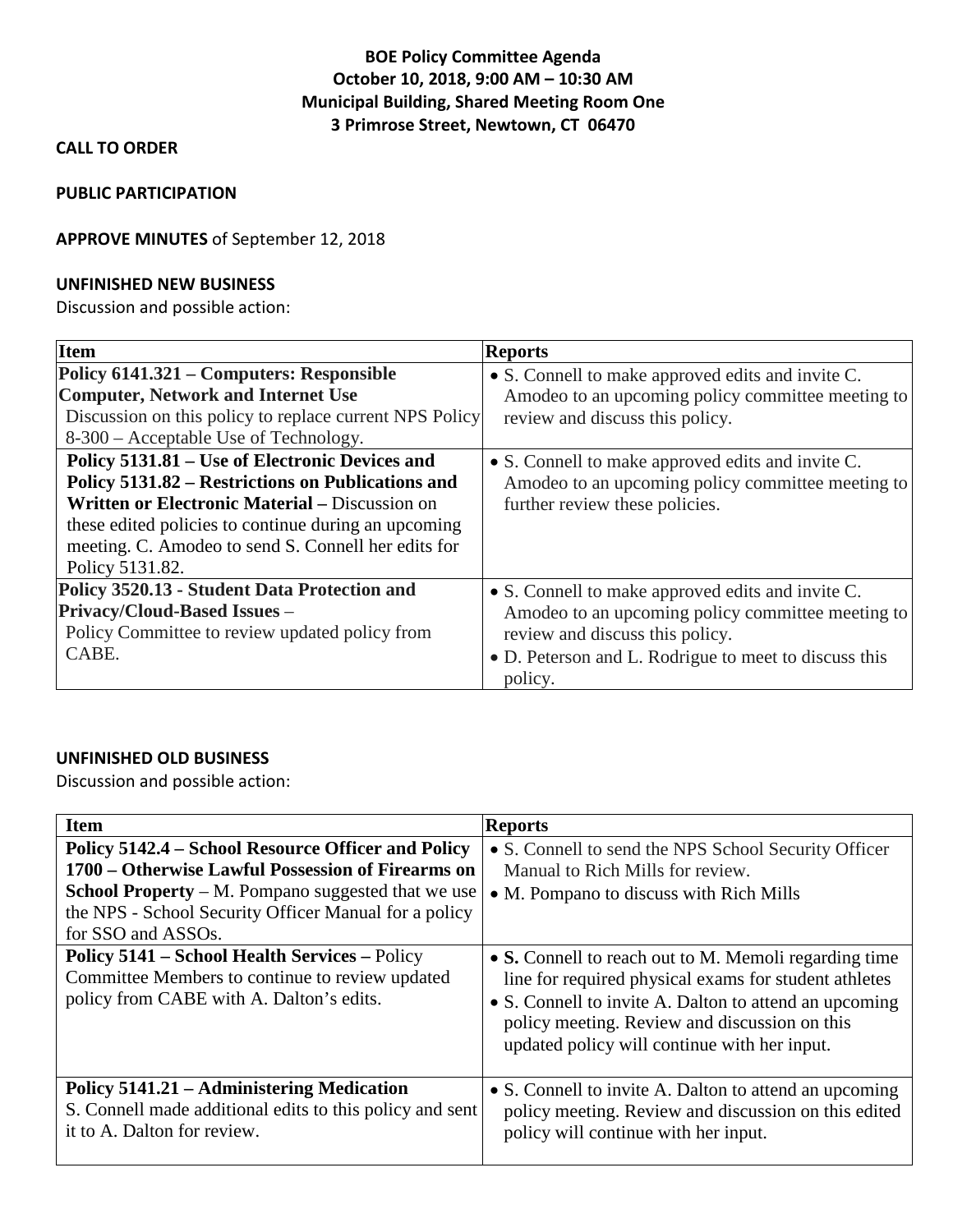# BOE Policy Committee Agenda
## October 10, 2018, 9:00 AM – 10:30 AM
## Municipal Building, Shared Meeting Room One
## 3 Primrose Street, Newtown, CT 06470

**CALL TO ORDER**

**PUBLIC PARTICIPATION**

**APPROVE MINUTES** of September 12, 2018

**UNFINISHED NEW BUSINESS**

Discussion and possible action:

| Item | Reports |
|---|---|
| **Policy 6141.321 – Computers: Responsible Computer, Network and Internet Use** Discussion on this policy to replace current NPS Policy 8-300 – Acceptable Use of Technology. | • S. Connell to make approved edits and invite C. Amodeo to an upcoming policy committee meeting to review and discuss this policy. |
| **Policy 5131.81 – Use of Electronic Devices and Policy 5131.82 – Restrictions on Publications and Written or Electronic Material –** Discussion on these edited policies to continue during an upcoming meeting. C. Amodeo to send S. Connell her edits for Policy 5131.82. | • S. Connell to make approved edits and invite C. Amodeo to an upcoming policy committee meeting to further review these policies. |
| **Policy 3520.13 - Student Data Protection and Privacy/Cloud-Based Issues** – Policy Committee to review updated policy from CABE. | • S. Connell to make approved edits and invite C. Amodeo to an upcoming policy committee meeting to review and discuss this policy.<br>• D. Peterson and L. Rodrigue to meet to discuss this policy. |

**UNFINISHED OLD BUSINESS**

Discussion and possible action:

| Item | Reports |
|---|---|
| **Policy 5142.4 – School Resource Officer and Policy 1700 – Otherwise Lawful Possession of Firearms on School Property** – M. Pompano suggested that we use the NPS - School Security Officer Manual for a policy for SSO and ASSOs. | • S. Connell to send the NPS School Security Officer Manual to Rich Mills for review.<br>• M. Pompano to discuss with Rich Mills |
| **Policy 5141 – School Health Services –** Policy Committee Members to continue to review updated policy from CABE with A. Dalton's edits. | • **S.** Connell to reach out to M. Memoli regarding time line for required physical exams for student athletes<br>• S. Connell to invite A. Dalton to attend an upcoming policy meeting. Review and discussion on this updated policy will continue with her input. |
| **Policy 5141.21 – Administering Medication** S. Connell made additional edits to this policy and sent it to A. Dalton for review. | • S. Connell to invite A. Dalton to attend an upcoming policy meeting. Review and discussion on this edited policy will continue with her input. |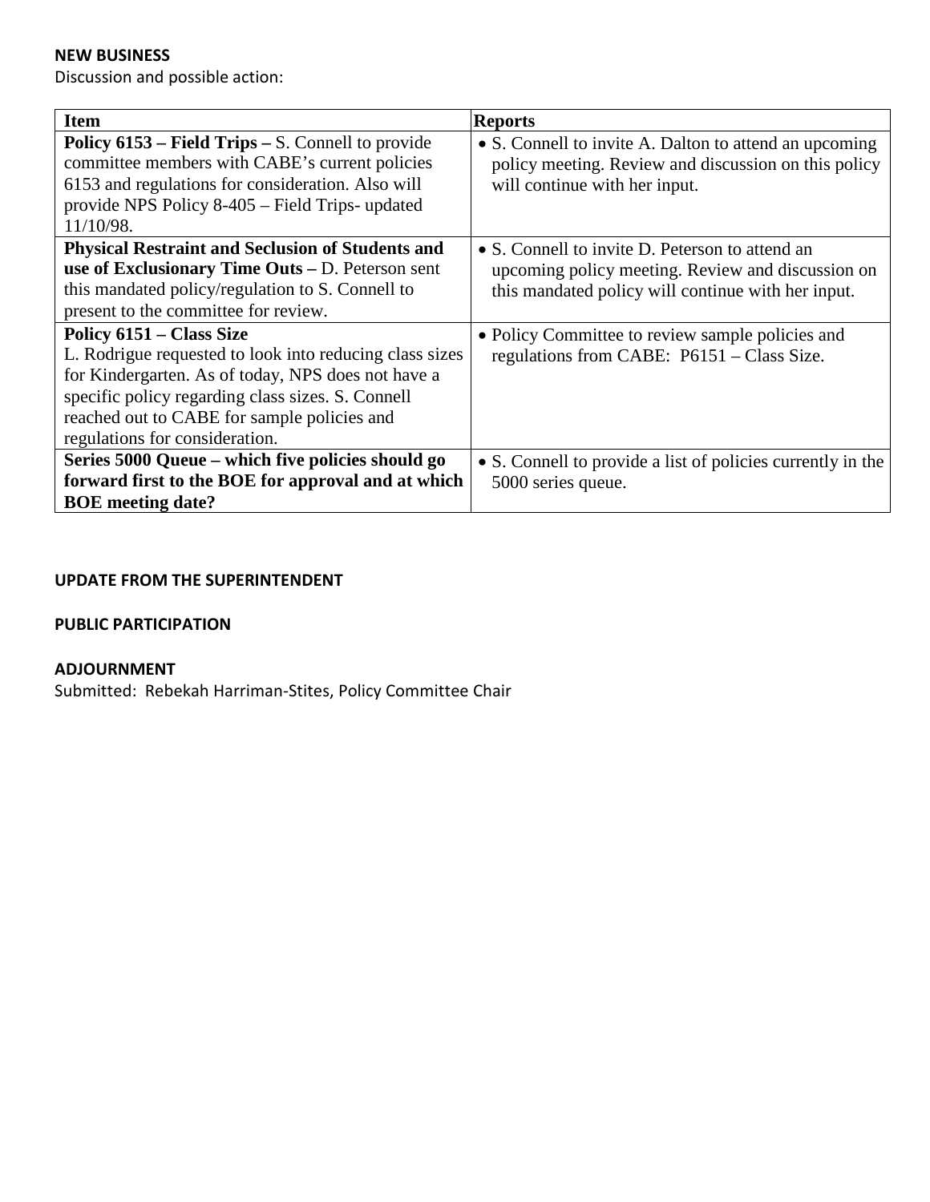**NEW BUSINESS**

Discussion and possible action:

| Item | Reports |
|---|---|
| **Policy 6153 – Field Trips –** S. Connell to provide committee members with CABE's current policies 6153 and regulations for consideration. Also will provide NPS Policy 8-405 – Field Trips- updated 11/10/98. | • S. Connell to invite A. Dalton to attend an upcoming policy meeting. Review and discussion on this policy will continue with her input. |
| **Physical Restraint and Seclusion of Students and use of Exclusionary Time Outs –** D. Peterson sent this mandated policy/regulation to S. Connell to present to the committee for review. | • S. Connell to invite D. Peterson to attend an upcoming policy meeting. Review and discussion on this mandated policy will continue with her input. |
| **Policy 6151 – Class Size** L. Rodrigue requested to look into reducing class sizes for Kindergarten. As of today, NPS does not have a specific policy regarding class sizes. S. Connell reached out to CABE for sample policies and regulations for consideration. | • Policy Committee to review sample policies and regulations from CABE: P6151 – Class Size. |
| **Series 5000 Queue – which five policies should go forward first to the BOE for approval and at which BOE meeting date?** | • S. Connell to provide a list of policies currently in the 5000 series queue. |

**UPDATE FROM THE SUPERINTENDENT**

**PUBLIC PARTICIPATION**

**ADJOURNMENT**

Submitted: Rebekah Harriman-Stites, Policy Committee Chair